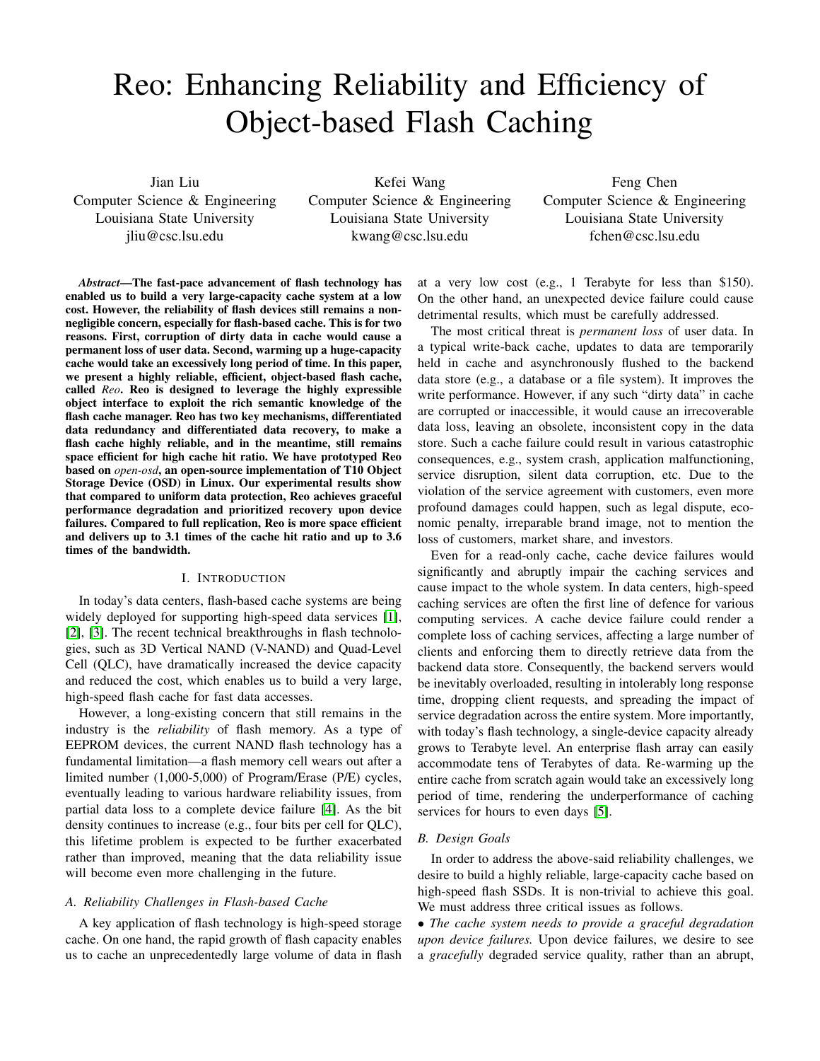# Reo: Enhancing Reliability and Efficiency of Object-based Flash Caching

Jian Liu
Computer Science & Engineering
Louisiana State University
jliu@csc.lsu.edu

Kefei Wang
Computer Science & Engineering
Louisiana State University
kwang@csc.lsu.edu

Feng Chen
Computer Science & Engineering
Louisiana State University
fchen@csc.lsu.edu

***Abstract*—The fast-pace advancement of flash technology has enabled us to build a very large-capacity cache system at a low cost. However, the reliability of flash devices still remains a non-negligible concern, especially for flash-based cache. This is for two reasons. First, corruption of dirty data in cache would cause a permanent loss of user data. Second, warming up a huge-capacity cache would take an excessively long period of time. In this paper, we present a highly reliable, efficient, object-based flash cache, called *Reo*. Reo is designed to leverage the highly expressible object interface to exploit the rich semantic knowledge of the flash cache manager. Reo has two key mechanisms, differentiated data redundancy and differentiated data recovery, to make a flash cache highly reliable, and in the meantime, still remains space efficient for high cache hit ratio. We have prototyped Reo based on *open-osd*, an open-source implementation of T10 Object Storage Device (OSD) in Linux. Our experimental results show that compared to uniform data protection, Reo achieves graceful performance degradation and prioritized recovery upon device failures. Compared to full replication, Reo is more space efficient and delivers up to 3.1 times of the cache hit ratio and up to 3.6 times of the bandwidth.**

## I. Introduction

In today's data centers, flash-based cache systems are being widely deployed for supporting high-speed data services [1], [2], [3]. The recent technical breakthroughs in flash technologies, such as 3D Vertical NAND (V-NAND) and Quad-Level Cell (QLC), have dramatically increased the device capacity and reduced the cost, which enables us to build a very large, high-speed flash cache for fast data accesses.

However, a long-existing concern that still remains in the industry is the *reliability* of flash memory. As a type of EEPROM devices, the current NAND flash technology has a fundamental limitation—a flash memory cell wears out after a limited number (1,000-5,000) of Program/Erase (P/E) cycles, eventually leading to various hardware reliability issues, from partial data loss to a complete device failure [4]. As the bit density continues to increase (e.g., four bits per cell for QLC), this lifetime problem is expected to be further exacerbated rather than improved, meaning that the data reliability issue will become even more challenging in the future.

### *A. Reliability Challenges in Flash-based Cache*

A key application of flash technology is high-speed storage cache. On one hand, the rapid growth of flash capacity enables us to cache an unprecedentedly large volume of data in flash at a very low cost (e.g., 1 Terabyte for less than $150). On the other hand, an unexpected device failure could cause detrimental results, which must be carefully addressed.

The most critical threat is *permanent loss* of user data. In a typical write-back cache, updates to data are temporarily held in cache and asynchronously flushed to the backend data store (e.g., a database or a file system). It improves the write performance. However, if any such "dirty data" in cache are corrupted or inaccessible, it would cause an irrecoverable data loss, leaving an obsolete, inconsistent copy in the data store. Such a cache failure could result in various catastrophic consequences, e.g., system crash, application malfunctioning, service disruption, silent data corruption, etc. Due to the violation of the service agreement with customers, even more profound damages could happen, such as legal dispute, economic penalty, irreparable brand image, not to mention the loss of customers, market share, and investors.

Even for a read-only cache, cache device failures would significantly and abruptly impair the caching services and cause impact to the whole system. In data centers, high-speed caching services are often the first line of defence for various computing services. A cache device failure could render a complete loss of caching services, affecting a large number of clients and enforcing them to directly retrieve data from the backend data store. Consequently, the backend servers would be inevitably overloaded, resulting in intolerably long response time, dropping client requests, and spreading the impact of service degradation across the entire system. More importantly, with today's flash technology, a single-device capacity already grows to Terabyte level. An enterprise flash array can easily accommodate tens of Terabytes of data. Re-warming up the entire cache from scratch again would take an excessively long period of time, rendering the underperformance of caching services for hours to even days [5].

### *B. Design Goals*

In order to address the above-said reliability challenges, we desire to build a highly reliable, large-capacity cache based on high-speed flash SSDs. It is non-trivial to achieve this goal. We must address three critical issues as follows.

• *The cache system needs to provide a graceful degradation upon device failures.* Upon device failures, we desire to see a *gracefully* degraded service quality, rather than an abrupt,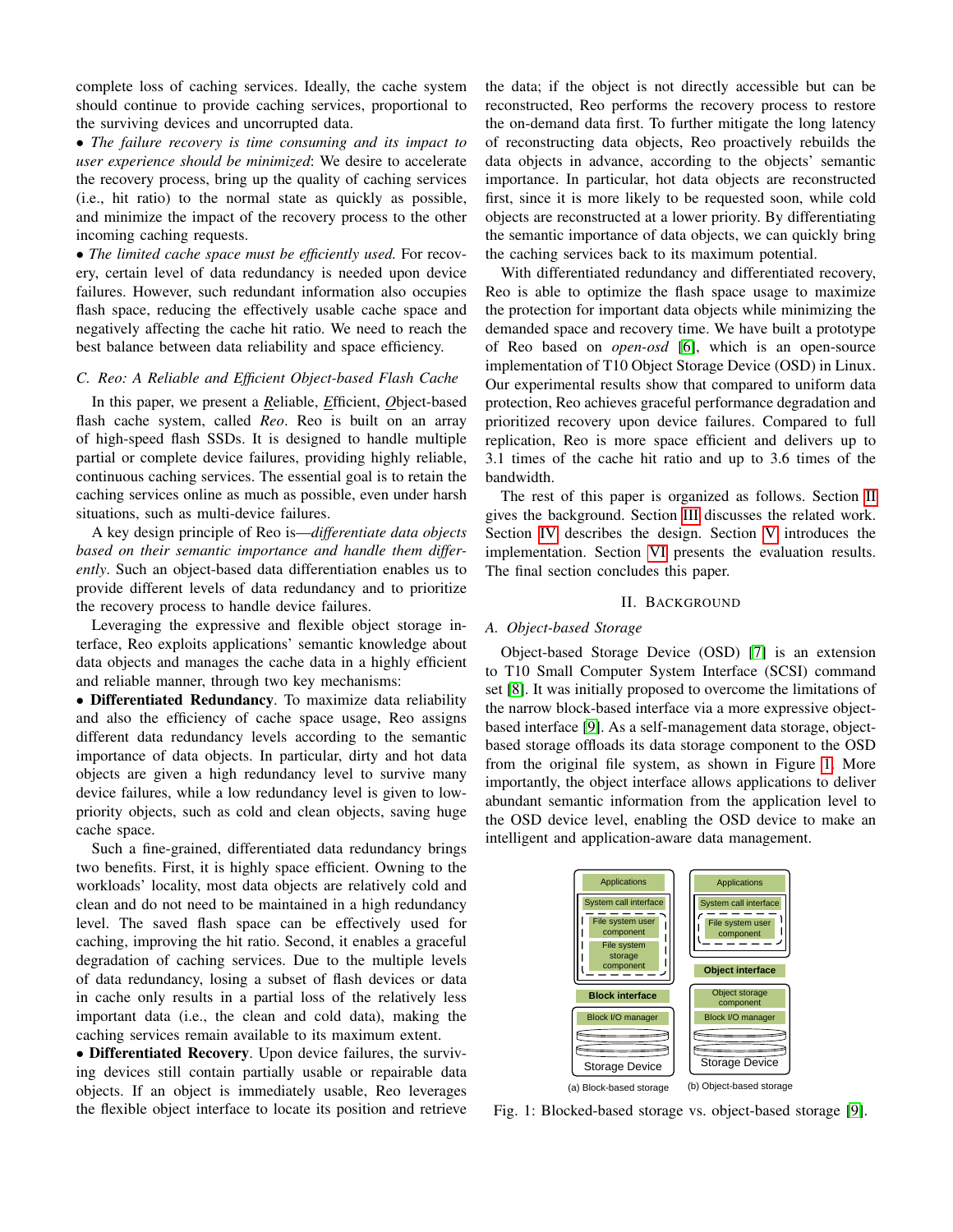complete loss of caching services. Ideally, the cache system should continue to provide caching services, proportional to the surviving devices and uncorrupted data.

• *The failure recovery is time consuming and its impact to user experience should be minimized*: We desire to accelerate the recovery process, bring up the quality of caching services (i.e., hit ratio) to the normal state as quickly as possible, and minimize the impact of the recovery process to the other incoming caching requests.

• *The limited cache space must be efficiently used.* For recovery, certain level of data redundancy is needed upon device failures. However, such redundant information also occupies flash space, reducing the effectively usable cache space and negatively affecting the cache hit ratio. We need to reach the best balance between data reliability and space efficiency.

### C. Reo: A Reliable and Efficient Object-based Flash Cache

In this paper, we present a *R*eliable, *E*fficient, *O*bject-based flash cache system, called *Reo*. Reo is built on an array of high-speed flash SSDs. It is designed to handle multiple partial or complete device failures, providing highly reliable, continuous caching services. The essential goal is to retain the caching services online as much as possible, even under harsh situations, such as multi-device failures.

A key design principle of Reo is—*differentiate data objects based on their semantic importance and handle them differently*. Such an object-based data differentiation enables us to provide different levels of data redundancy and to prioritize the recovery process to handle device failures.

Leveraging the expressive and flexible object storage interface, Reo exploits applications' semantic knowledge about data objects and manages the cache data in a highly efficient and reliable manner, through two key mechanisms:

• **Differentiated Redundancy**. To maximize data reliability and also the efficiency of cache space usage, Reo assigns different data redundancy levels according to the semantic importance of data objects. In particular, dirty and hot data objects are given a high redundancy level to survive many device failures, while a low redundancy level is given to low-priority objects, such as cold and clean objects, saving huge cache space.

Such a fine-grained, differentiated data redundancy brings two benefits. First, it is highly space efficient. Owning to the workloads' locality, most data objects are relatively cold and clean and do not need to be maintained in a high redundancy level. The saved flash space can be effectively used for caching, improving the hit ratio. Second, it enables a graceful degradation of caching services. Due to the multiple levels of data redundancy, losing a subset of flash devices or data in cache only results in a partial loss of the relatively less important data (i.e., the clean and cold data), making the caching services remain available to its maximum extent.

• **Differentiated Recovery**. Upon device failures, the surviving devices still contain partially usable or repairable data objects. If an object is immediately usable, Reo leverages the flexible object interface to locate its position and retrieve the data; if the object is not directly accessible but can be reconstructed, Reo performs the recovery process to restore the on-demand data first. To further mitigate the long latency of reconstructing data objects, Reo proactively rebuilds the data objects in advance, according to the objects' semantic importance. In particular, hot data objects are reconstructed first, since it is more likely to be requested soon, while cold objects are reconstructed at a lower priority. By differentiating the semantic importance of data objects, we can quickly bring the caching services back to its maximum potential.

With differentiated redundancy and differentiated recovery, Reo is able to optimize the flash space usage to maximize the protection for important data objects while minimizing the demanded space and recovery time. We have built a prototype of Reo based on *open-osd* [6], which is an open-source implementation of T10 Object Storage Device (OSD) in Linux. Our experimental results show that compared to uniform data protection, Reo achieves graceful performance degradation and prioritized recovery upon device failures. Compared to full replication, Reo is more space efficient and delivers up to 3.1 times of the cache hit ratio and up to 3.6 times of the bandwidth.

The rest of this paper is organized as follows. Section II gives the background. Section III discusses the related work. Section IV describes the design. Section V introduces the implementation. Section VI presents the evaluation results. The final section concludes this paper.

## II. Background

### A. Object-based Storage

Object-based Storage Device (OSD) [7] is an extension to T10 Small Computer System Interface (SCSI) command set [8]. It was initially proposed to overcome the limitations of the narrow block-based interface via a more expressive object-based interface [9]. As a self-management data storage, object-based storage offloads its data storage component to the OSD from the original file system, as shown in Figure 1. More importantly, the object interface allows applications to deliver abundant semantic information from the application level to the OSD device level, enabling the OSD device to make an intelligent and application-aware data management.

Applications
System call interface
File system user component
File system storage component
Block interface
Block I/O manager
Storage Device
(a) Block-based storage

Applications
System call interface
File system user component
Object interface
Object storage component
Block I/O manager
Storage Device
(b) Object-based storage

Fig. 1: Blocked-based storage vs. object-based storage [9].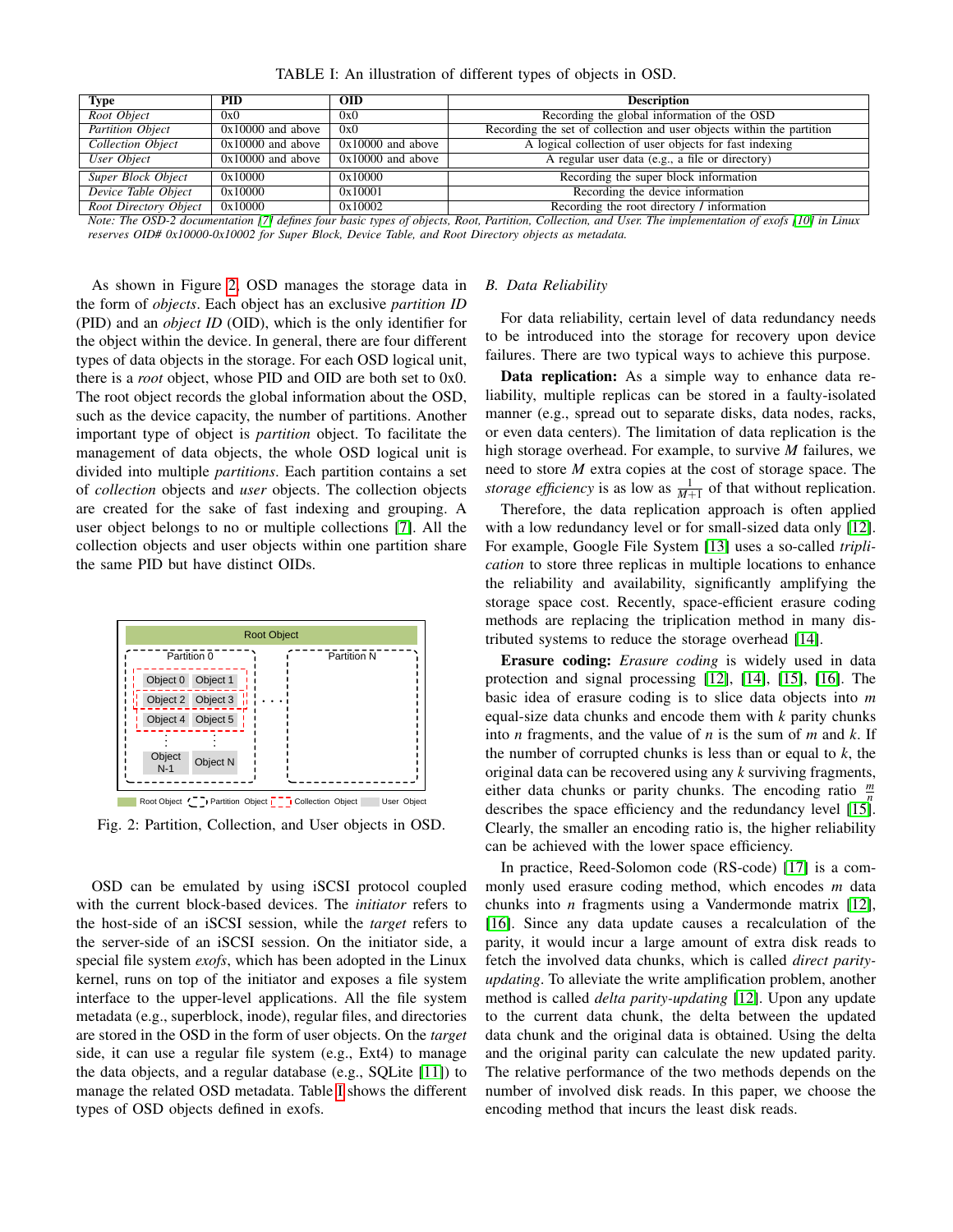TABLE I: An illustration of different types of objects in OSD.

| Type | PID | OID | Description |
|---|---|---|---|
| *Root Object* | 0x0 | 0x0 | Recording the global information of the OSD |
| *Partition Object* | 0x10000 and above | 0x0 | Recording the set of collection and user objects within the partition |
| *Collection Object* | 0x10000 and above | 0x10000 and above | A logical collection of user objects for fast indexing |
| *User Object* | 0x10000 and above | 0x10000 and above | A regular user data (e.g., a file or directory) |
| *Super Block Object* | 0x10000 | 0x10000 | Recording the super block information |
| *Device Table Object* | 0x10000 | 0x10001 | Recording the device information |
| *Root Directory Object* | 0x10000 | 0x10002 | Recording the root directory / information |

*Note: The OSD-2 documentation [7] defines four basic types of objects, Root, Partition, Collection, and User. The implementation of exofs [10] in Linux reserves OID# 0x10000-0x10002 for Super Block, Device Table, and Root Directory objects as metadata.*

As shown in Figure 2, OSD manages the storage data in the form of *objects*. Each object has an exclusive *partition ID* (PID) and an *object ID* (OID), which is the only identifier for the object within the device. In general, there are four different types of data objects in the storage. For each OSD logical unit, there is a *root* object, whose PID and OID are both set to 0x0. The root object records the global information about the OSD, such as the device capacity, the number of partitions. Another important type of object is *partition* object. To facilitate the management of data objects, the whole OSD logical unit is divided into multiple *partitions*. Each partition contains a set of *collection* objects and *user* objects. The collection objects are created for the sake of fast indexing and grouping. A user object belongs to no or multiple collections [7]. All the collection objects and user objects within one partition share the same PID but have distinct OIDs.

Fig. 2: Partition, Collection, and User objects in OSD.

OSD can be emulated by using iSCSI protocol coupled with the current block-based devices. The *initiator* refers to the host-side of an iSCSI session, while the *target* refers to the server-side of an iSCSI session. On the initiator side, a special file system *exofs*, which has been adopted in the Linux kernel, runs on top of the initiator and exposes a file system interface to the upper-level applications. All the file system metadata (e.g., superblock, inode), regular files, and directories are stored in the OSD in the form of user objects. On the *target* side, it can use a regular file system (e.g., Ext4) to manage the data objects, and a regular database (e.g., SQLite [11]) to manage the related OSD metadata. Table I shows the different types of OSD objects defined in exofs.

## B. Data Reliability

For data reliability, certain level of data redundancy needs to be introduced into the storage for recovery upon device failures. There are two typical ways to achieve this purpose.

**Data replication:** As a simple way to enhance data reliability, multiple replicas can be stored in a faulty-isolated manner (e.g., spread out to separate disks, data nodes, racks, or even data centers). The limitation of data replication is the high storage overhead. For example, to survive $M$ failures, we need to store $M$ extra copies at the cost of storage space. The *storage efficiency* is as low as $\frac{1}{M+1}$ of that without replication.

Therefore, the data replication approach is often applied with a low redundancy level or for small-sized data only [12]. For example, Google File System [13] uses a so-called *triplication* to store three replicas in multiple locations to enhance the reliability and availability, significantly amplifying the storage space cost. Recently, space-efficient erasure coding methods are replacing the triplication method in many distributed systems to reduce the storage overhead [14].

**Erasure coding:** *Erasure coding* is widely used in data protection and signal processing [12], [14], [15], [16]. The basic idea of erasure coding is to slice data objects into $m$ equal-size data chunks and encode them with $k$ parity chunks into $n$ fragments, and the value of $n$ is the sum of $m$ and $k$. If the number of corrupted chunks is less than or equal to $k$, the original data can be recovered using any $k$ surviving fragments, either data chunks or parity chunks. The encoding ratio $\frac{m}{n}$ describes the space efficiency and the redundancy level [15]. Clearly, the smaller an encoding ratio is, the higher reliability can be achieved with the lower space efficiency.

In practice, Reed-Solomon code (RS-code) [17] is a commonly used erasure coding method, which encodes $m$ data chunks into $n$ fragments using a Vandermonde matrix [12], [16]. Since any data update causes a recalculation of the parity, it would incur a large amount of extra disk reads to fetch the involved data chunks, which is called *direct parity-updating*. To alleviate the write amplification problem, another method is called *delta parity-updating* [12]. Upon any update to the current data chunk, the delta between the updated data chunk and the original data is obtained. Using the delta and the original parity can calculate the new updated parity. The relative performance of the two methods depends on the number of involved disk reads. In this paper, we choose the encoding method that incurs the least disk reads.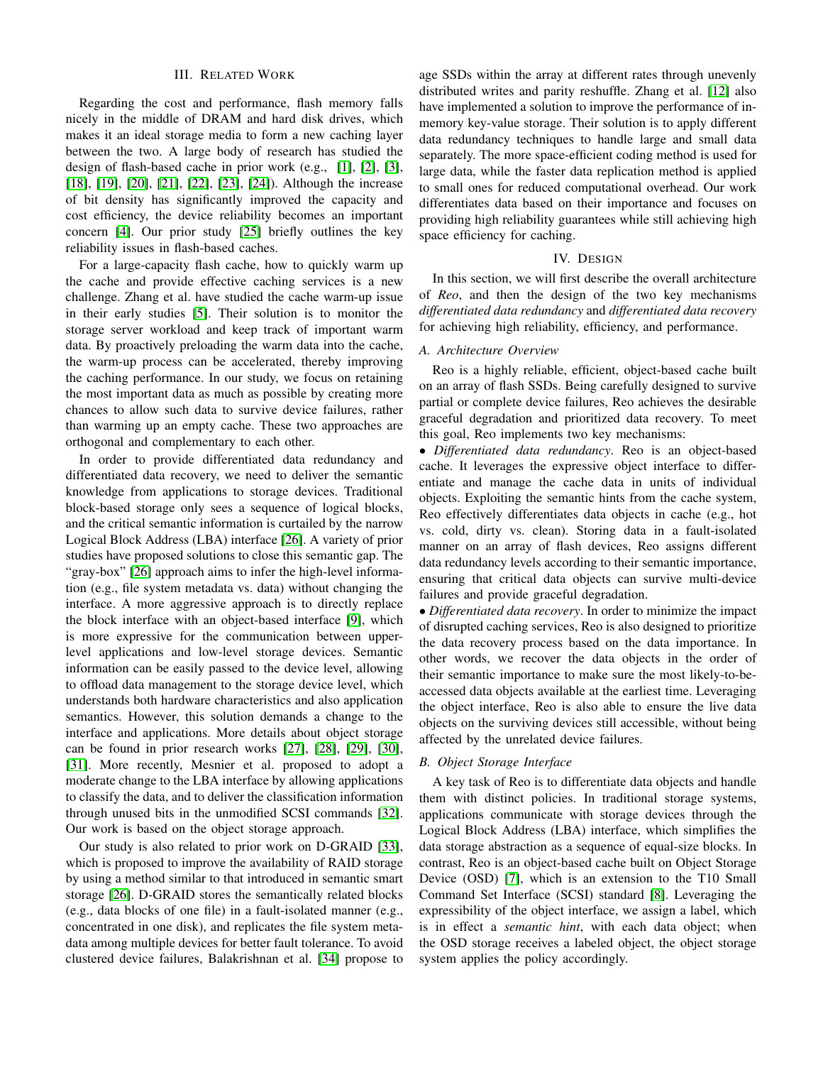## III. Related Work

Regarding the cost and performance, flash memory falls nicely in the middle of DRAM and hard disk drives, which makes it an ideal storage media to form a new caching layer between the two. A large body of research has studied the design of flash-based cache in prior work (e.g., [1], [2], [3], [18], [19], [20], [21], [22], [23], [24]). Although the increase of bit density has significantly improved the capacity and cost efficiency, the device reliability becomes an important concern [4]. Our prior study [25] briefly outlines the key reliability issues in flash-based caches.

For a large-capacity flash cache, how to quickly warm up the cache and provide effective caching services is a new challenge. Zhang et al. have studied the cache warm-up issue in their early studies [5]. Their solution is to monitor the storage server workload and keep track of important warm data. By proactively preloading the warm data into the cache, the warm-up process can be accelerated, thereby improving the caching performance. In our study, we focus on retaining the most important data as much as possible by creating more chances to allow such data to survive device failures, rather than warming up an empty cache. These two approaches are orthogonal and complementary to each other.

In order to provide differentiated data redundancy and differentiated data recovery, we need to deliver the semantic knowledge from applications to storage devices. Traditional block-based storage only sees a sequence of logical blocks, and the critical semantic information is curtailed by the narrow Logical Block Address (LBA) interface [26]. A variety of prior studies have proposed solutions to close this semantic gap. The "gray-box" [26] approach aims to infer the high-level information (e.g., file system metadata vs. data) without changing the interface. A more aggressive approach is to directly replace the block interface with an object-based interface [9], which is more expressive for the communication between upper-level applications and low-level storage devices. Semantic information can be easily passed to the device level, allowing to offload data management to the storage device level, which understands both hardware characteristics and also application semantics. However, this solution demands a change to the interface and applications. More details about object storage can be found in prior research works [27], [28], [29], [30], [31]. More recently, Mesnier et al. proposed to adopt a moderate change to the LBA interface by allowing applications to classify the data, and to deliver the classification information through unused bits in the unmodified SCSI commands [32]. Our work is based on the object storage approach.

Our study is also related to prior work on D-GRAID [33], which is proposed to improve the availability of RAID storage by using a method similar to that introduced in semantic smart storage [26]. D-GRAID stores the semantically related blocks (e.g., data blocks of one file) in a fault-isolated manner (e.g., concentrated in one disk), and replicates the file system metadata among multiple devices for better fault tolerance. To avoid clustered device failures, Balakrishnan et al. [34] propose to age SSDs within the array at different rates through unevenly distributed writes and parity reshuffle. Zhang et al. [12] also have implemented a solution to improve the performance of in-memory key-value storage. Their solution is to apply different data redundancy techniques to handle large and small data separately. The more space-efficient coding method is used for large data, while the faster data replication method is applied to small ones for reduced computational overhead. Our work differentiates data based on their importance and focuses on providing high reliability guarantees while still achieving high space efficiency for caching.

## IV. Design

In this section, we will first describe the overall architecture of *Reo*, and then the design of the two key mechanisms *differentiated data redundancy* and *differentiated data recovery* for achieving high reliability, efficiency, and performance.

### A. Architecture Overview

Reo is a highly reliable, efficient, object-based cache built on an array of flash SSDs. Being carefully designed to survive partial or complete device failures, Reo achieves the desirable graceful degradation and prioritized data recovery. To meet this goal, Reo implements two key mechanisms:

- *Differentiated data redundancy*. Reo is an object-based cache. It leverages the expressive object interface to differentiate and manage the cache data in units of individual objects. Exploiting the semantic hints from the cache system, Reo effectively differentiates data objects in cache (e.g., hot vs. cold, dirty vs. clean). Storing data in a fault-isolated manner on an array of flash devices, Reo assigns different data redundancy levels according to their semantic importance, ensuring that critical data objects can survive multi-device failures and provide graceful degradation.
- *Differentiated data recovery*. In order to minimize the impact of disrupted caching services, Reo is also designed to prioritize the data recovery process based on the data importance. In other words, we recover the data objects in the order of their semantic importance to make sure the most likely-to-be-accessed data objects available at the earliest time. Leveraging the object interface, Reo is also able to ensure the live data objects on the surviving devices still accessible, without being affected by the unrelated device failures.

### B. Object Storage Interface

A key task of Reo is to differentiate data objects and handle them with distinct policies. In traditional storage systems, applications communicate with storage devices through the Logical Block Address (LBA) interface, which simplifies the data storage abstraction as a sequence of equal-size blocks. In contrast, Reo is an object-based cache built on Object Storage Device (OSD) [7], which is an extension to the T10 Small Command Set Interface (SCSI) standard [8]. Leveraging the expressibility of the object interface, we assign a label, which is in effect a *semantic hint*, with each data object; when the OSD storage receives a labeled object, the object storage system applies the policy accordingly.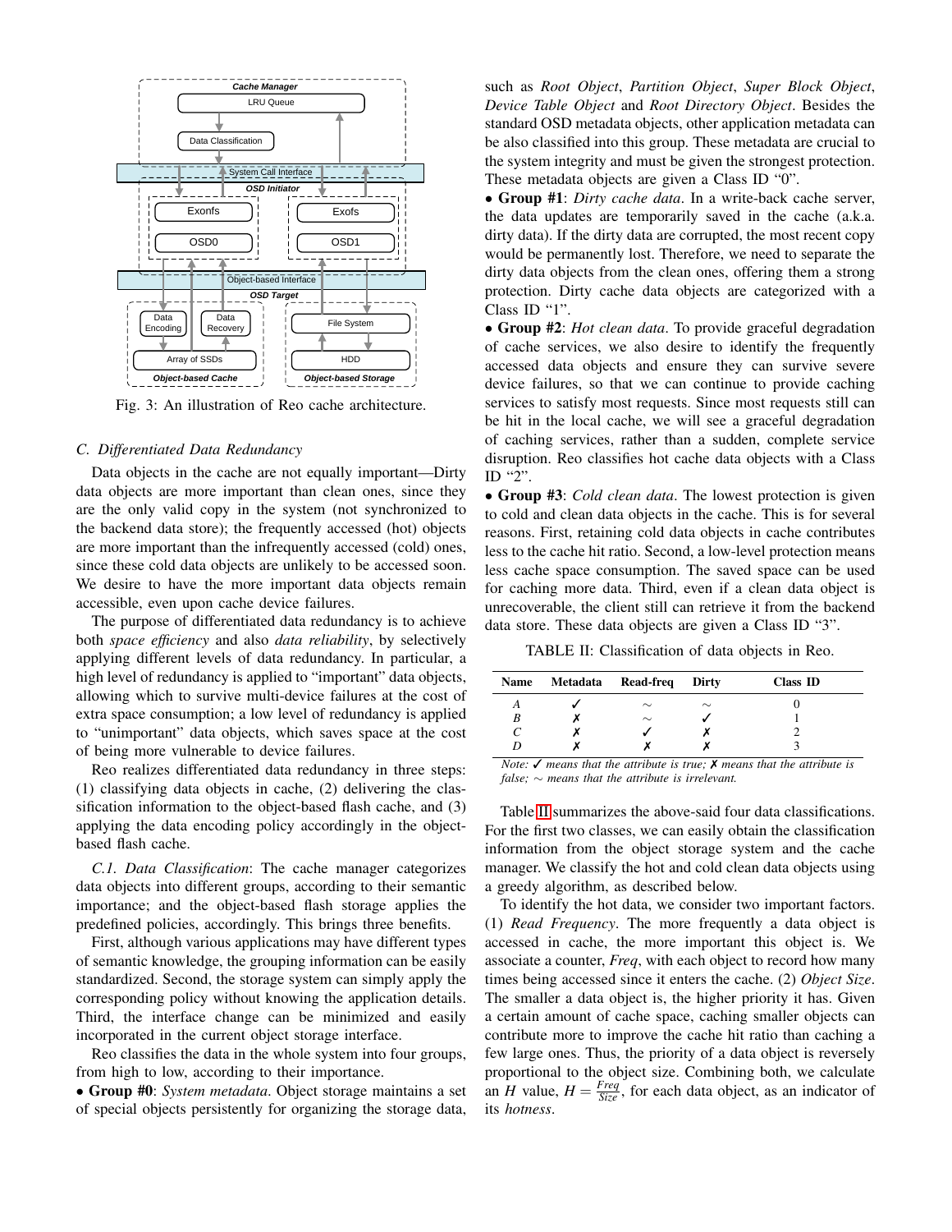Cache Manager

LRU Queue

Data Classification

System Call Interface

OSD Initiator

Exonfs

Exofs

OSD0

OSD1

Object-based Interface

OSD Target

Data Encoding

Data Recovery

Array of SSDs

Object-based Cache

File System

HDD

Object-based Storage

Fig. 3: An illustration of Reo cache architecture.

### C. Differentiated Data Redundancy

Data objects in the cache are not equally important—Dirty data objects are more important than clean ones, since they are the only valid copy in the system (not synchronized to the backend data store); the frequently accessed (hot) objects are more important than the infrequently accessed (cold) ones, since these cold data objects are unlikely to be accessed soon. We desire to have the more important data objects remain accessible, even upon cache device failures.

The purpose of differentiated data redundancy is to achieve both *space efficiency* and also *data reliability*, by selectively applying different levels of data redundancy. In particular, a high level of redundancy is applied to "important" data objects, allowing which to survive multi-device failures at the cost of extra space consumption; a low level of redundancy is applied to "unimportant" data objects, which saves space at the cost of being more vulnerable to device failures.

Reo realizes differentiated data redundancy in three steps: (1) classifying data objects in cache, (2) delivering the classification information to the object-based flash cache, and (3) applying the data encoding policy accordingly in the object-based flash cache.

*C.1. Data Classification*: The cache manager categorizes data objects into different groups, according to their semantic importance; and the object-based flash storage applies the predefined policies, accordingly. This brings three benefits.

First, although various applications may have different types of semantic knowledge, the grouping information can be easily standardized. Second, the storage system can simply apply the corresponding policy without knowing the application details. Third, the interface change can be minimized and easily incorporated in the current object storage interface.

Reo classifies the data in the whole system into four groups, from high to low, according to their importance.

- **Group #0**: *System metadata*. Object storage maintains a set of special objects persistently for organizing the storage data, such as *Root Object*, *Partition Object*, *Super Block Object*, *Device Table Object* and *Root Directory Object*. Besides the standard OSD metadata objects, other application metadata can be also classified into this group. These metadata are crucial to the system integrity and must be given the strongest protection. These metadata objects are given a Class ID "0".
- **Group #1**: *Dirty cache data*. In a write-back cache server, the data updates are temporarily saved in the cache (a.k.a. dirty data). If the dirty data are corrupted, the most recent copy would be permanently lost. Therefore, we need to separate the dirty data objects from the clean ones, offering them a strong protection. Dirty cache data objects are categorized with a Class ID "1".
- **Group #2**: *Hot clean data*. To provide graceful degradation of cache services, we also desire to identify the frequently accessed data objects and ensure they can survive severe device failures, so that we can continue to provide caching services to satisfy most requests. Since most requests still can be hit in the local cache, we will see a graceful degradation of caching services, rather than a sudden, complete service disruption. Reo classifies hot cache data objects with a Class ID "2".
- **Group #3**: *Cold clean data*. The lowest protection is given to cold and clean data objects in the cache. This is for several reasons. First, retaining cold data objects in cache contributes less to the cache hit ratio. Second, a low-level protection means less cache space consumption. The saved space can be used for caching more data. Third, even if a clean data object is unrecoverable, the client still can retrieve it from the backend data store. These data objects are given a Class ID "3".

TABLE II: Classification of data objects in Reo.

| Name | Metadata | Read-freq | Dirty | Class ID |
|---|---|---|---|---|
| *A* | ✓ | ∼ | ∼ | 0 |
| *B* | ✗ | ∼ | ✓ | 1 |
| *C* | ✗ | ✓ | ✗ | 2 |
| *D* | ✗ | ✗ | ✗ | 3 |

*Note: ✓ means that the attribute is true; ✗ means that the attribute is false; ∼ means that the attribute is irrelevant.*

Table II summarizes the above-said four data classifications. For the first two classes, we can easily obtain the classification information from the object storage system and the cache manager. We classify the hot and cold clean data objects using a greedy algorithm, as described below.

To identify the hot data, we consider two important factors. (1) *Read Frequency*. The more frequently a data object is accessed in cache, the more important this object is. We associate a counter, *Freq*, with each object to record how many times being accessed since it enters the cache. (2) *Object Size*. The smaller a data object is, the higher priority it has. Given a certain amount of cache space, caching smaller objects can contribute more to improve the cache hit ratio than caching a few large ones. Thus, the priority of a data object is reversely proportional to the object size. Combining both, we calculate an $H$ value, $H = \frac{Freq}{Size}$, for each data object, as an indicator of its *hotness*.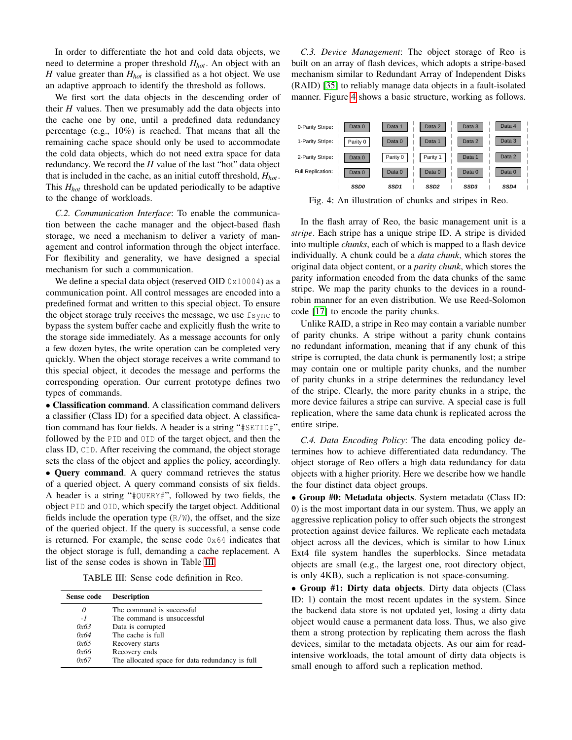In order to differentiate the hot and cold data objects, we need to determine a proper threshold $H_{hot}$. An object with an $H$ value greater than $H_{hot}$ is classified as a hot object. We use an adaptive approach to identify the threshold as follows.

We first sort the data objects in the descending order of their $H$ values. Then we presumably add the data objects into the cache one by one, until a predefined data redundancy percentage (e.g., 10%) is reached. That means that all the remaining cache space should only be used to accommodate the cold data objects, which do not need extra space for data redundancy. We record the $H$ value of the last "hot" data object that is included in the cache, as an initial cutoff threshold, $H_{hot}$. This $H_{hot}$ threshold can be updated periodically to be adaptive to the change of workloads.

*C.2. Communication Interface*: To enable the communication between the cache manager and the object-based flash storage, we need a mechanism to deliver a variety of management and control information through the object interface. For flexibility and generality, we have designed a special mechanism for such a communication.

We define a special data object (reserved OID `0x10004`) as a communication point. All control messages are encoded into a predefined format and written to this special object. To ensure the object storage truly receives the message, we use `fsync` to bypass the system buffer cache and explicitly flush the write to the storage side immediately. As a message accounts for only a few dozen bytes, the write operation can be completed very quickly. When the object storage receives a write command to this special object, it decodes the message and performs the corresponding operation. Our current prototype defines two types of commands.

- **Classification command**. A classification command delivers a classifier (Class ID) for a specified data object. A classification command has four fields. A header is a string "`#SETID#`", followed by the `PID` and `OID` of the target object, and then the class ID, `CID`. After receiving the command, the object storage sets the class of the object and applies the policy, accordingly.
- **Query command**. A query command retrieves the status of a queried object. A query command consists of six fields. A header is a string "`#QUERY#`", followed by two fields, the object `PID` and `OID`, which specify the target object. Additional fields include the operation type (`R/W`), the offset, and the size of the queried object. If the query is successful, a sense code is returned. For example, the sense code `0x64` indicates that the object storage is full, demanding a cache replacement. A list of the sense codes is shown in Table III.

TABLE III: Sense code definition in Reo.

| Sense code | Description |
|---|---|
| *0* | The command is successful |
| *-1* | The command is unsuccessful |
| *0x63* | Data is corrupted |
| *0x64* | The cache is full |
| *0x65* | Recovery starts |
| *0x66* | Recovery ends |
| *0x67* | The allocated space for data redundancy is full |

*C.3. Device Management*: The object storage of Reo is built on an array of flash devices, which adopts a stripe-based mechanism similar to Redundant Array of Independent Disks (RAID) [35] to reliably manage data objects in a fault-isolated manner. Figure 4 shows a basic structure, working as follows.

0-Parity Stripe: Data 0, Data 1, Data 2, Data 3, Data 4
1-Parity Stripe: Parity 0, Data 0, Data 1, Data 2, Data 3
2-Parity Stripe: Data 0, Parity 0, Parity 1, Data 1, Data 2
Full Replication: Data 0, Data 0, Data 0, Data 0, Data 0
SSD0 SSD1 SSD2 SSD3 SSD4

Fig. 4: An illustration of chunks and stripes in Reo.

In the flash array of Reo, the basic management unit is a *stripe*. Each stripe has a unique stripe ID. A stripe is divided into multiple *chunks*, each of which is mapped to a flash device individually. A chunk could be a *data chunk*, which stores the original data object content, or a *parity chunk*, which stores the parity information encoded from the data chunks of the same stripe. We map the parity chunks to the devices in a round-robin manner for an even distribution. We use Reed-Solomon code [17] to encode the parity chunks.

Unlike RAID, a stripe in Reo may contain a variable number of parity chunks. A stripe without a parity chunk contains no redundant information, meaning that if any chunk of this stripe is corrupted, the data chunk is permanently lost; a stripe may contain one or multiple parity chunks, and the number of parity chunks in a stripe determines the redundancy level of the stripe. Clearly, the more parity chunks in a stripe, the more device failures a stripe can survive. A special case is full replication, where the same data chunk is replicated across the entire stripe.

*C.4. Data Encoding Policy*: The data encoding policy determines how to achieve differentiated data redundancy. The object storage of Reo offers a high data redundancy for data objects with a higher priority. Here we describe how we handle the four distinct data object groups.

- **Group #0: Metadata objects**. System metadata (Class ID: 0) is the most important data in our system. Thus, we apply an aggressive replication policy to offer such objects the strongest protection against device failures. We replicate each metadata object across all the devices, which is similar to how Linux Ext4 file system handles the superblocks. Since metadata objects are small (e.g., the largest one, root directory object, is only 4KB), such a replication is not space-consuming.
- **Group #1: Dirty data objects**. Dirty data objects (Class ID: 1) contain the most recent updates in the system. Since the backend data store is not updated yet, losing a dirty data object would cause a permanent data loss. Thus, we also give them a strong protection by replicating them across the flash devices, similar to the metadata objects. As our aim for read-intensive workloads, the total amount of dirty data objects is small enough to afford such a replication method.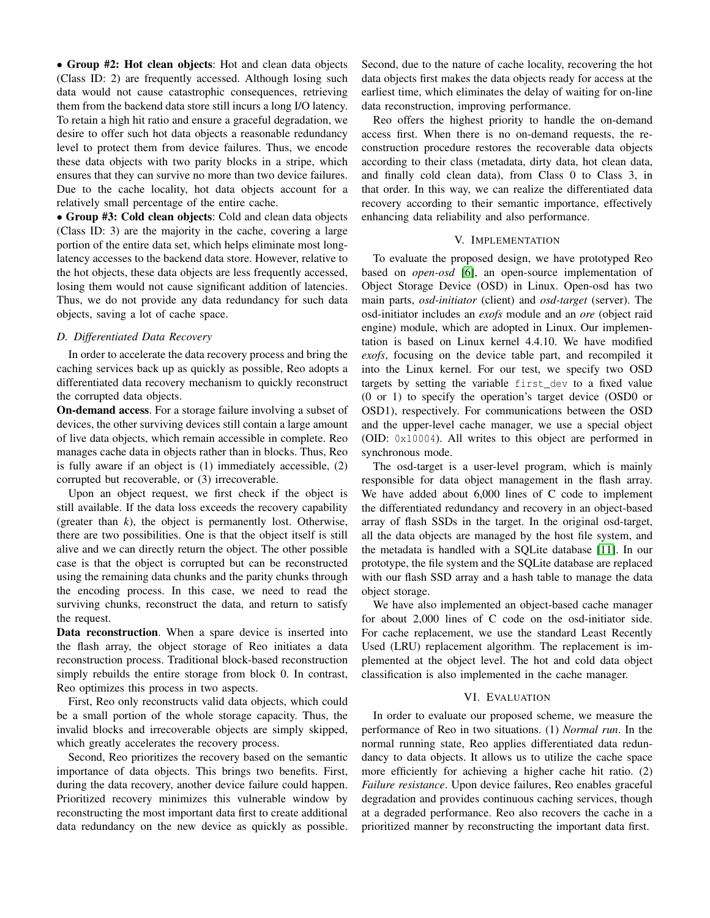• **Group #2: Hot clean objects**: Hot and clean data objects (Class ID: 2) are frequently accessed. Although losing such data would not cause catastrophic consequences, retrieving them from the backend data store still incurs a long I/O latency. To retain a high hit ratio and ensure a graceful degradation, we desire to offer such hot data objects a reasonable redundancy level to protect them from device failures. Thus, we encode these data objects with two parity blocks in a stripe, which ensures that they can survive no more than two device failures. Due to the cache locality, hot data objects account for a relatively small percentage of the entire cache.

• **Group #3: Cold clean objects**: Cold and clean data objects (Class ID: 3) are the majority in the cache, covering a large portion of the entire data set, which helps eliminate most long-latency accesses to the backend data store. However, relative to the hot objects, these data objects are less frequently accessed, losing them would not cause significant addition of latencies. Thus, we do not provide any data redundancy for such data objects, saving a lot of cache space.

### D. Differentiated Data Recovery

In order to accelerate the data recovery process and bring the caching services back up as quickly as possible, Reo adopts a differentiated data recovery mechanism to quickly reconstruct the corrupted data objects.

**On-demand access**. For a storage failure involving a subset of devices, the other surviving devices still contain a large amount of live data objects, which remain accessible in complete. Reo manages cache data in objects rather than in blocks. Thus, Reo is fully aware if an object is (1) immediately accessible, (2) corrupted but recoverable, or (3) irrecoverable.

Upon an object request, we first check if the object is still available. If the data loss exceeds the recovery capability (greater than $k$), the object is permanently lost. Otherwise, there are two possibilities. One is that the object itself is still alive and we can directly return the object. The other possible case is that the object is corrupted but can be reconstructed using the remaining data chunks and the parity chunks through the encoding process. In this case, we need to read the surviving chunks, reconstruct the data, and return to satisfy the request.

**Data reconstruction**. When a spare device is inserted into the flash array, the object storage of Reo initiates a data reconstruction process. Traditional block-based reconstruction simply rebuilds the entire storage from block 0. In contrast, Reo optimizes this process in two aspects.

First, Reo only reconstructs valid data objects, which could be a small portion of the whole storage capacity. Thus, the invalid blocks and irrecoverable objects are simply skipped, which greatly accelerates the recovery process.

Second, Reo prioritizes the recovery based on the semantic importance of data objects. This brings two benefits. First, during the data recovery, another device failure could happen. Prioritized recovery minimizes this vulnerable window by reconstructing the most important data first to create additional data redundancy on the new device as quickly as possible. Second, due to the nature of cache locality, recovering the hot data objects first makes the data objects ready for access at the earliest time, which eliminates the delay of waiting for on-line data reconstruction, improving performance.

Reo offers the highest priority to handle the on-demand access first. When there is no on-demand requests, the reconstruction procedure restores the recoverable data objects according to their class (metadata, dirty data, hot clean data, and finally cold clean data), from Class 0 to Class 3, in that order. In this way, we can realize the differentiated data recovery according to their semantic importance, effectively enhancing data reliability and also performance.

## V. Implementation

To evaluate the proposed design, we have prototyped Reo based on *open-osd* [6], an open-source implementation of Object Storage Device (OSD) in Linux. Open-osd has two main parts, *osd-initiator* (client) and *osd-target* (server). The osd-initiator includes an *exofs* module and an *ore* (object raid engine) module, which are adopted in Linux. Our implementation is based on Linux kernel 4.4.10. We have modified *exofs*, focusing on the device table part, and recompiled it into the Linux kernel. For our test, we specify two OSD targets by setting the variable `first_dev` to a fixed value (0 or 1) to specify the operation's target device (OSD0 or OSD1), respectively. For communications between the OSD and the upper-level cache manager, we use a special object (OID: `0x10004`). All writes to this object are performed in synchronous mode.

The osd-target is a user-level program, which is mainly responsible for data object management in the flash array. We have added about 6,000 lines of C code to implement the differentiated redundancy and recovery in an object-based array of flash SSDs in the target. In the original osd-target, all the data objects are managed by the host file system, and the metadata is handled with a SQLite database [11]. In our prototype, the file system and the SQLite database are replaced with our flash SSD array and a hash table to manage the data object storage.

We have also implemented an object-based cache manager for about 2,000 lines of C code on the osd-initiator side. For cache replacement, we use the standard Least Recently Used (LRU) replacement algorithm. The replacement is implemented at the object level. The hot and cold data object classification is also implemented in the cache manager.

## VI. Evaluation

In order to evaluate our proposed scheme, we measure the performance of Reo in two situations. (1) *Normal run*. In the normal running state, Reo applies differentiated data redundancy to data objects. It allows us to utilize the cache space more efficiently for achieving a higher cache hit ratio. (2) *Failure resistance*. Upon device failures, Reo enables graceful degradation and provides continuous caching services, though at a degraded performance. Reo also recovers the cache in a prioritized manner by reconstructing the important data first.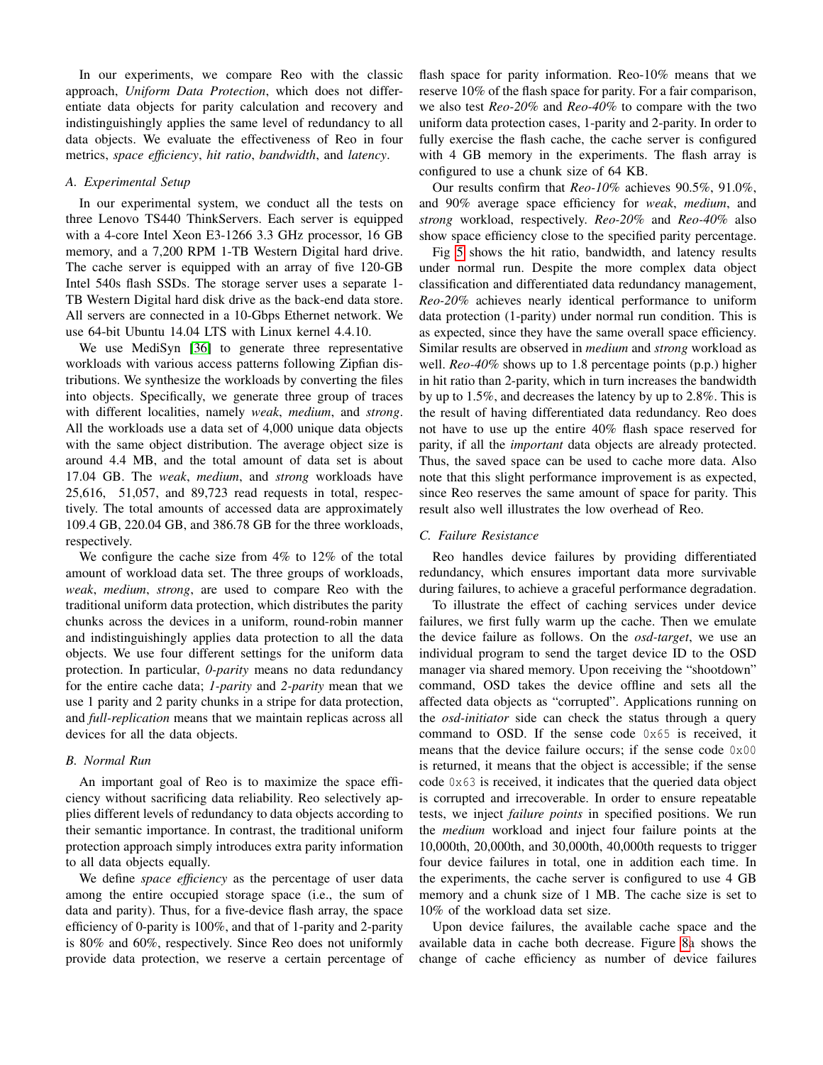In our experiments, we compare Reo with the classic approach, *Uniform Data Protection*, which does not differentiate data objects for parity calculation and recovery and indistinguishingly applies the same level of redundancy to all data objects. We evaluate the effectiveness of Reo in four metrics, *space efficiency*, *hit ratio*, *bandwidth*, and *latency*.

### A. Experimental Setup

In our experimental system, we conduct all the tests on three Lenovo TS440 ThinkServers. Each server is equipped with a 4-core Intel Xeon E3-1266 3.3 GHz processor, 16 GB memory, and a 7,200 RPM 1-TB Western Digital hard drive. The cache server is equipped with an array of five 120-GB Intel 540s flash SSDs. The storage server uses a separate 1-TB Western Digital hard disk drive as the back-end data store. All servers are connected in a 10-Gbps Ethernet network. We use 64-bit Ubuntu 14.04 LTS with Linux kernel 4.4.10.

We use MediSyn [36] to generate three representative workloads with various access patterns following Zipfian distributions. We synthesize the workloads by converting the files into objects. Specifically, we generate three group of traces with different localities, namely *weak*, *medium*, and *strong*. All the workloads use a data set of 4,000 unique data objects with the same object distribution. The average object size is around 4.4 MB, and the total amount of data set is about 17.04 GB. The *weak*, *medium*, and *strong* workloads have 25,616, 51,057, and 89,723 read requests in total, respectively. The total amounts of accessed data are approximately 109.4 GB, 220.04 GB, and 386.78 GB for the three workloads, respectively.

We configure the cache size from 4% to 12% of the total amount of workload data set. The three groups of workloads, *weak*, *medium*, *strong*, are used to compare Reo with the traditional uniform data protection, which distributes the parity chunks across the devices in a uniform, round-robin manner and indistinguishingly applies data protection to all the data objects. We use four different settings for the uniform data protection. In particular, *0-parity* means no data redundancy for the entire cache data; *1-parity* and *2-parity* mean that we use 1 parity and 2 parity chunks in a stripe for data protection, and *full-replication* means that we maintain replicas across all devices for all the data objects.

### B. Normal Run

An important goal of Reo is to maximize the space efficiency without sacrificing data reliability. Reo selectively applies different levels of redundancy to data objects according to their semantic importance. In contrast, the traditional uniform protection approach simply introduces extra parity information to all data objects equally.

We define *space efficiency* as the percentage of user data among the entire occupied storage space (i.e., the sum of data and parity). Thus, for a five-device flash array, the space efficiency of 0-parity is 100%, and that of 1-parity and 2-parity is 80% and 60%, respectively. Since Reo does not uniformly provide data protection, we reserve a certain percentage of flash space for parity information. Reo-10% means that we reserve 10% of the flash space for parity. For a fair comparison, we also test *Reo-20%* and *Reo-40%* to compare with the two uniform data protection cases, 1-parity and 2-parity. In order to fully exercise the flash cache, the cache server is configured with 4 GB memory in the experiments. The flash array is configured to use a chunk size of 64 KB.

Our results confirm that *Reo-10%* achieves 90.5%, 91.0%, and 90% average space efficiency for *weak*, *medium*, and *strong* workload, respectively. *Reo-20%* and *Reo-40%* also show space efficiency close to the specified parity percentage.

Fig 5 shows the hit ratio, bandwidth, and latency results under normal run. Despite the more complex data object classification and differentiated data redundancy management, *Reo-20%* achieves nearly identical performance to uniform data protection (1-parity) under normal run condition. This is as expected, since they have the same overall space efficiency. Similar results are observed in *medium* and *strong* workload as well. *Reo-40%* shows up to 1.8 percentage points (p.p.) higher in hit ratio than 2-parity, which in turn increases the bandwidth by up to 1.5%, and decreases the latency by up to 2.8%. This is the result of having differentiated data redundancy. Reo does not have to use up the entire 40% flash space reserved for parity, if all the *important* data objects are already protected. Thus, the saved space can be used to cache more data. Also note that this slight performance improvement is as expected, since Reo reserves the same amount of space for parity. This result also well illustrates the low overhead of Reo.

### C. Failure Resistance

Reo handles device failures by providing differentiated redundancy, which ensures important data more survivable during failures, to achieve a graceful performance degradation.

To illustrate the effect of caching services under device failures, we first fully warm up the cache. Then we emulate the device failure as follows. On the *osd-target*, we use an individual program to send the target device ID to the OSD manager via shared memory. Upon receiving the "shootdown" command, OSD takes the device offline and sets all the affected data objects as "corrupted". Applications running on the *osd-initiator* side can check the status through a query command to OSD. If the sense code `0x65` is received, it means that the device failure occurs; if the sense code `0x00` is returned, it means that the object is accessible; if the sense code `0x63` is received, it indicates that the queried data object is corrupted and irrecoverable. In order to ensure repeatable tests, we inject *failure points* in specified positions. We run the *medium* workload and inject four failure points at the 10,000th, 20,000th, and 30,000th, 40,000th requests to trigger four device failures in total, one in addition each time. In the experiments, the cache server is configured to use 4 GB memory and a chunk size of 1 MB. The cache size is set to 10% of the workload data set size.

Upon device failures, the available cache space and the available data in cache both decrease. Figure 8a shows the change of cache efficiency as number of device failures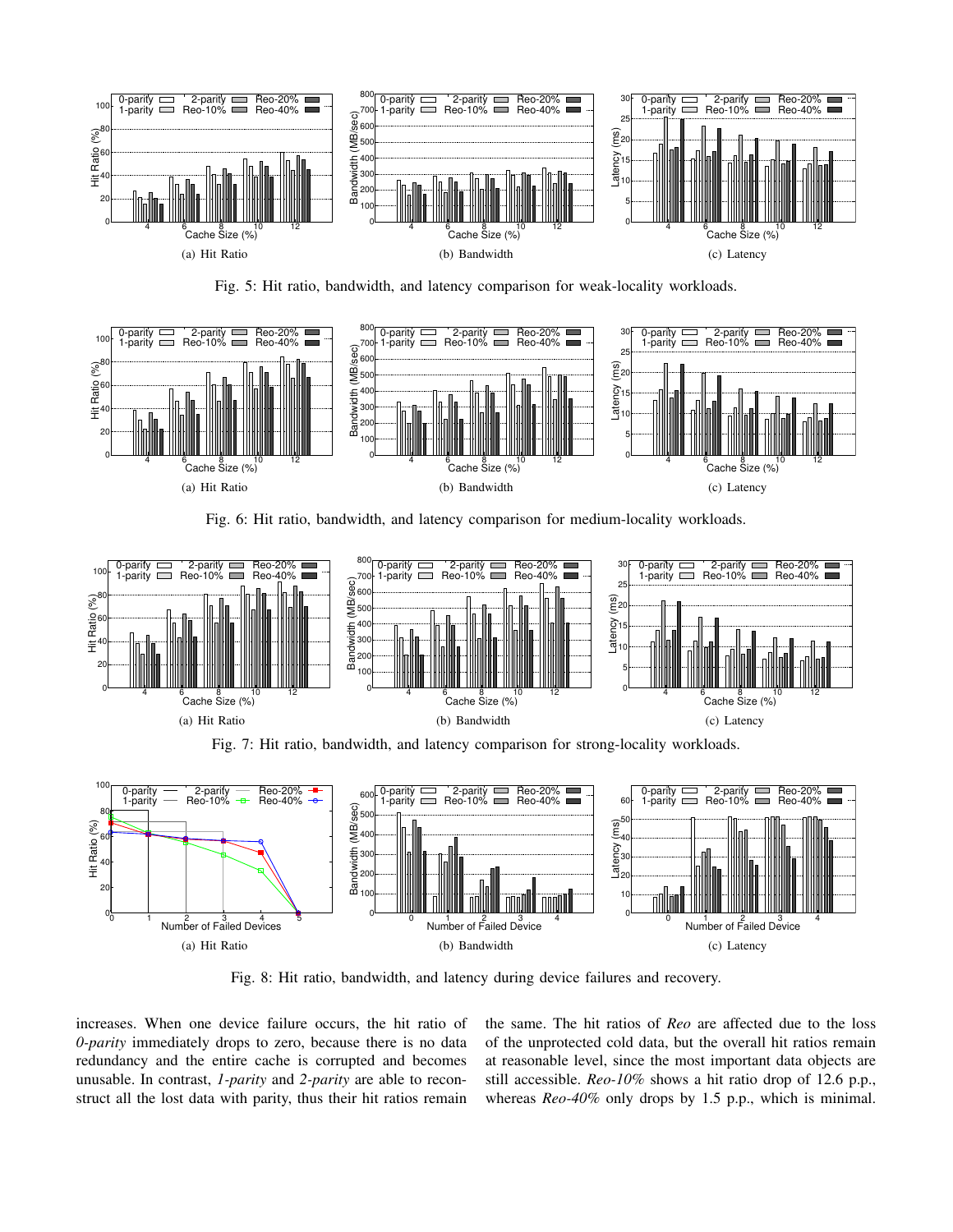(a) Hit Ratio (b) Bandwidth (c) Latency

Fig. 5: Hit ratio, bandwidth, and latency comparison for weak-locality workloads.

(a) Hit Ratio (b) Bandwidth (c) Latency

Fig. 6: Hit ratio, bandwidth, and latency comparison for medium-locality workloads.

(a) Hit Ratio (b) Bandwidth (c) Latency

Fig. 7: Hit ratio, bandwidth, and latency comparison for strong-locality workloads.

(a) Hit Ratio (b) Bandwidth (c) Latency

Fig. 8: Hit ratio, bandwidth, and latency during device failures and recovery.

increases. When one device failure occurs, the hit ratio of *0-parity* immediately drops to zero, because there is no data redundancy and the entire cache is corrupted and becomes unusable. In contrast, *1-parity* and *2-parity* are able to reconstruct all the lost data with parity, thus their hit ratios remain the same. The hit ratios of *Reo* are affected due to the loss of the unprotected cold data, but the overall hit ratios remain at reasonable level, since the most important data objects are still accessible. *Reo-10%* shows a hit ratio drop of 12.6 p.p., whereas *Reo-40%* only drops by 1.5 p.p., which is minimal.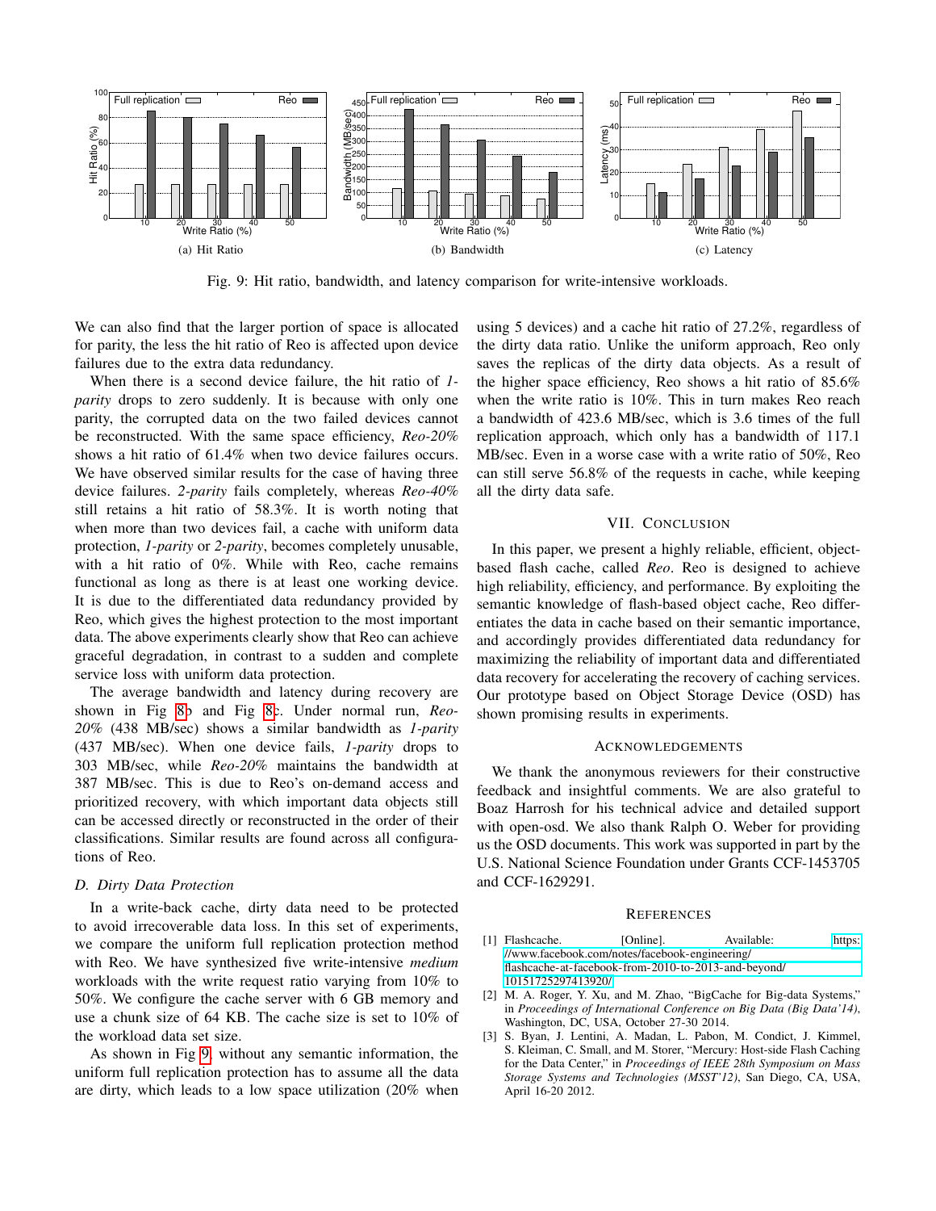Fig. 9: Hit ratio, bandwidth, and latency comparison for write-intensive workloads.

(a) Hit Ratio

(b) Bandwidth

(c) Latency

We can also find that the larger portion of space is allocated for parity, the less the hit ratio of Reo is affected upon device failures due to the extra data redundancy.

When there is a second device failure, the hit ratio of *1-parity* drops to zero suddenly. It is because with only one parity, the corrupted data on the two failed devices cannot be reconstructed. With the same space efficiency, *Reo-20%* shows a hit ratio of 61.4% when two device failures occurs. We have observed similar results for the case of having three device failures. *2-parity* fails completely, whereas *Reo-40%* still retains a hit ratio of 58.3%. It is worth noting that when more than two devices fail, a cache with uniform data protection, *1-parity* or *2-parity*, becomes completely unusable, with a hit ratio of 0%. While with Reo, cache remains functional as long as there is at least one working device. It is due to the differentiated data redundancy provided by Reo, which gives the highest protection to the most important data. The above experiments clearly show that Reo can achieve graceful degradation, in contrast to a sudden and complete service loss with uniform data protection.

The average bandwidth and latency during recovery are shown in Fig 8b and Fig 8c. Under normal run, *Reo-20%* (438 MB/sec) shows a similar bandwidth as *1-parity* (437 MB/sec). When one device fails, *1-parity* drops to 303 MB/sec, while *Reo-20%* maintains the bandwidth at 387 MB/sec. This is due to Reo's on-demand access and prioritized recovery, with which important data objects still can be accessed directly or reconstructed in the order of their classifications. Similar results are found across all configurations of Reo.

### D. Dirty Data Protection

In a write-back cache, dirty data need to be protected to avoid irrecoverable data loss. In this set of experiments, we compare the uniform full replication protection method with Reo. We have synthesized five write-intensive *medium* workloads with the write request ratio varying from 10% to 50%. We configure the cache server with 6 GB memory and use a chunk size of 64 KB. The cache size is set to 10% of the workload data set size.

As shown in Fig 9, without any semantic information, the uniform full replication protection has to assume all the data are dirty, which leads to a low space utilization (20% when using 5 devices) and a cache hit ratio of 27.2%, regardless of the dirty data ratio. Unlike the uniform approach, Reo only saves the replicas of the dirty data objects. As a result of the higher space efficiency, Reo shows a hit ratio of 85.6% when the write ratio is 10%. This in turn makes Reo reach a bandwidth of 423.6 MB/sec, which is 3.6 times of the full replication approach, which only has a bandwidth of 117.1 MB/sec. Even in a worse case with a write ratio of 50%, Reo can still serve 56.8% of the requests in cache, while keeping all the dirty data safe.

## VII. Conclusion

In this paper, we present a highly reliable, efficient, object-based flash cache, called *Reo*. Reo is designed to achieve high reliability, efficiency, and performance. By exploiting the semantic knowledge of flash-based object cache, Reo differentiates the data in cache based on their semantic importance, and accordingly provides differentiated data redundancy for maximizing the reliability of important data and differentiated data recovery for accelerating the recovery of caching services. Our prototype based on Object Storage Device (OSD) has shown promising results in experiments.

## Acknowledgements

We thank the anonymous reviewers for their constructive feedback and insightful comments. We are also grateful to Boaz Harrosh for his technical advice and detailed support with open-osd. We also thank Ralph O. Weber for providing us the OSD documents. This work was supported in part by the U.S. National Science Foundation under Grants CCF-1453705 and CCF-1629291.

## References

[1] Flashcache. [Online]. Available: https://www.facebook.com/notes/facebook-engineering/flashcache-at-facebook-from-2010-to-2013-and-beyond/10151725297413920/

[2] M. A. Roger, Y. Xu, and M. Zhao, "BigCache for Big-data Systems," in *Proceedings of International Conference on Big Data (Big Data'14)*, Washington, DC, USA, October 27-30 2014.

[3] S. Byan, J. Lentini, A. Madan, L. Pabon, M. Condict, J. Kimmel, S. Kleiman, C. Small, and M. Storer, "Mercury: Host-side Flash Caching for the Data Center," in *Proceedings of IEEE 28th Symposium on Mass Storage Systems and Technologies (MSST'12)*, San Diego, CA, USA, April 16-20 2012.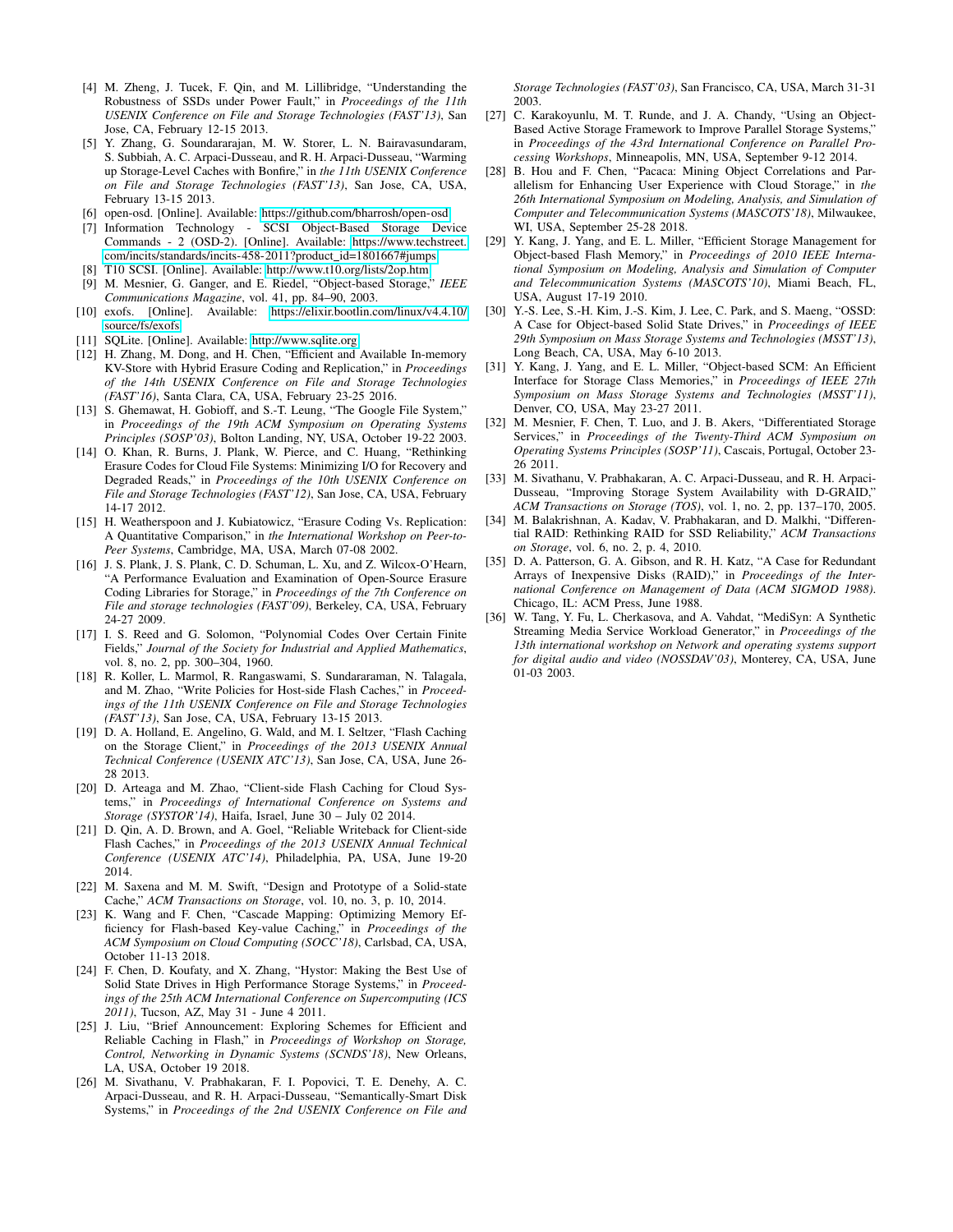[4] M. Zheng, J. Tucek, F. Qin, and M. Lillibridge, “Understanding the Robustness of SSDs under Power Fault,” in *Proceedings of the 11th USENIX Conference on File and Storage Technologies (FAST’13)*, San Jose, CA, February 12-15 2013.

[5] Y. Zhang, G. Soundararajan, M. W. Storer, L. N. Bairavasundaram, S. Subbiah, A. C. Arpaci-Dusseau, and R. H. Arpaci-Dusseau, “Warming up Storage-Level Caches with Bonfire,” in *the 11th USENIX Conference on File and Storage Technologies (FAST’13)*, San Jose, CA, USA, February 13-15 2013.

[6] open-osd. [Online]. Available: https://github.com/bharrosh/open-osd

[7] Information Technology - SCSI Object-Based Storage Device Commands - 2 (OSD-2). [Online]. Available: https://www.techstreet.com/incits/standards/incits-458-2011?product_id=1801667#jumps

[8] T10 SCSI. [Online]. Available: http://www.t10.org/lists/2op.htm

[9] M. Mesnier, G. Ganger, and E. Riedel, “Object-based Storage,” *IEEE Communications Magazine*, vol. 41, pp. 84–90, 2003.

[10] exofs. [Online]. Available: https://elixir.bootlin.com/linux/v4.4.10/source/fs/exofs

[11] SQLite. [Online]. Available: http://www.sqlite.org

[12] H. Zhang, M. Dong, and H. Chen, “Efficient and Available In-memory KV-Store with Hybrid Erasure Coding and Replication,” in *Proceedings of the 14th USENIX Conference on File and Storage Technologies (FAST’16)*, Santa Clara, CA, USA, February 23-25 2016.

[13] S. Ghemawat, H. Gobioff, and S.-T. Leung, “The Google File System,” in *Proceedings of the 19th ACM Symposium on Operating Systems Principles (SOSP’03)*, Bolton Landing, NY, USA, October 19-22 2003.

[14] O. Khan, R. Burns, J. Plank, W. Pierce, and C. Huang, “Rethinking Erasure Codes for Cloud File Systems: Minimizing I/O for Recovery and Degraded Reads,” in *Proceedings of the 10th USENIX Conference on File and Storage Technologies (FAST’12)*, San Jose, CA, USA, February 14-17 2012.

[15] H. Weatherspoon and J. Kubiatowicz, “Erasure Coding Vs. Replication: A Quantitative Comparison,” in *the International Workshop on Peer-to-Peer Systems*, Cambridge, MA, USA, March 07-08 2002.

[16] J. S. Plank, J. S. Plank, C. D. Schuman, L. Xu, and Z. Wilcox-O’Hearn, “A Performance Evaluation and Examination of Open-Source Erasure Coding Libraries for Storage,” in *Proceedings of the 7th Conference on File and storage technologies (FAST’09)*, Berkeley, CA, USA, February 24-27 2009.

[17] I. S. Reed and G. Solomon, “Polynomial Codes Over Certain Finite Fields,” *Journal of the Society for Industrial and Applied Mathematics*, vol. 8, no. 2, pp. 300–304, 1960.

[18] R. Koller, L. Marmol, R. Rangaswami, S. Sundararaman, N. Talagala, and M. Zhao, “Write Policies for Host-side Flash Caches,” in *Proceedings of the 11th USENIX Conference on File and Storage Technologies (FAST’13)*, San Jose, CA, USA, February 13-15 2013.

[19] D. A. Holland, E. Angelino, G. Wald, and M. I. Seltzer, “Flash Caching on the Storage Client,” in *Proceedings of the 2013 USENIX Annual Technical Conference (USENIX ATC’13)*, San Jose, CA, USA, June 26-28 2013.

[20] D. Arteaga and M. Zhao, “Client-side Flash Caching for Cloud Systems,” in *Proceedings of International Conference on Systems and Storage (SYSTOR’14)*, Haifa, Israel, June 30 – July 02 2014.

[21] D. Qin, A. D. Brown, and A. Goel, “Reliable Writeback for Client-side Flash Caches,” in *Proceedings of the 2013 USENIX Annual Technical Conference (USENIX ATC’14)*, Philadelphia, PA, USA, June 19-20 2014.

[22] M. Saxena and M. M. Swift, “Design and Prototype of a Solid-state Cache,” *ACM Transactions on Storage*, vol. 10, no. 3, p. 10, 2014.

[23] K. Wang and F. Chen, “Cascade Mapping: Optimizing Memory Efficiency for Flash-based Key-value Caching,” in *Proceedings of the ACM Symposium on Cloud Computing (SOCC’18)*, Carlsbad, CA, USA, October 11-13 2018.

[24] F. Chen, D. Koufaty, and X. Zhang, “Hystor: Making the Best Use of Solid State Drives in High Performance Storage Systems,” in *Proceedings of the 25th ACM International Conference on Supercomputing (ICS 2011)*, Tucson, AZ, May 31 - June 4 2011.

[25] J. Liu, “Brief Announcement: Exploring Schemes for Efficient and Reliable Caching in Flash,” in *Proceedings of Workshop on Storage, Control, Networking in Dynamic Systems (SCNDS’18)*, New Orleans, LA, USA, October 19 2018.

[26] M. Sivathanu, V. Prabhakaran, F. I. Popovici, T. E. Denehy, A. C. Arpaci-Dusseau, and R. H. Arpaci-Dusseau, “Semantically-Smart Disk Systems,” in *Proceedings of the 2nd USENIX Conference on File and Storage Technologies (FAST’03)*, San Francisco, CA, USA, March 31-31 2003.

[27] C. Karakoyunlu, M. T. Runde, and J. A. Chandy, “Using an Object-Based Active Storage Framework to Improve Parallel Storage Systems,” in *Proceedings of the 43rd International Conference on Parallel Processing Workshops*, Minneapolis, MN, USA, September 9-12 2014.

[28] B. Hou and F. Chen, “Pacaca: Mining Object Correlations and Parallelism for Enhancing User Experience with Cloud Storage,” in *the 26th International Symposium on Modeling, Analysis, and Simulation of Computer and Telecommunication Systems (MASCOTS’18)*, Milwaukee, WI, USA, September 25-28 2018.

[29] Y. Kang, J. Yang, and E. L. Miller, “Efficient Storage Management for Object-based Flash Memory,” in *Proceedings of 2010 IEEE International Symposium on Modeling, Analysis and Simulation of Computer and Telecommunication Systems (MASCOTS’10)*, Miami Beach, FL, USA, August 17-19 2010.

[30] Y.-S. Lee, S.-H. Kim, J.-S. Kim, J. Lee, C. Park, and S. Maeng, “OSSD: A Case for Object-based Solid State Drives,” in *Proceedings of IEEE 29th Symposium on Mass Storage Systems and Technologies (MSST’13)*, Long Beach, CA, USA, May 6-10 2013.

[31] Y. Kang, J. Yang, and E. L. Miller, “Object-based SCM: An Efficient Interface for Storage Class Memories,” in *Proceedings of IEEE 27th Symposium on Mass Storage Systems and Technologies (MSST’11)*, Denver, CO, USA, May 23-27 2011.

[32] M. Mesnier, F. Chen, T. Luo, and J. B. Akers, “Differentiated Storage Services,” in *Proceedings of the Twenty-Third ACM Symposium on Operating Systems Principles (SOSP’11)*, Cascais, Portugal, October 23-26 2011.

[33] M. Sivathanu, V. Prabhakaran, A. C. Arpaci-Dusseau, and R. H. Arpaci-Dusseau, “Improving Storage System Availability with D-GRAID,” *ACM Transactions on Storage (TOS)*, vol. 1, no. 2, pp. 137–170, 2005.

[34] M. Balakrishnan, A. Kadav, V. Prabhakaran, and D. Malkhi, “Differential RAID: Rethinking RAID for SSD Reliability,” *ACM Transactions on Storage*, vol. 6, no. 2, p. 4, 2010.

[35] D. A. Patterson, G. A. Gibson, and R. H. Katz, “A Case for Redundant Arrays of Inexpensive Disks (RAID),” in *Proceedings of the International Conference on Management of Data (ACM SIGMOD 1988)*. Chicago, IL: ACM Press, June 1988.

[36] W. Tang, Y. Fu, L. Cherkasova, and A. Vahdat, “MediSyn: A Synthetic Streaming Media Service Workload Generator,” in *Proceedings of the 13th international workshop on Network and operating systems support for digital audio and video (NOSSDAV’03)*, Monterey, CA, USA, June 01-03 2003.